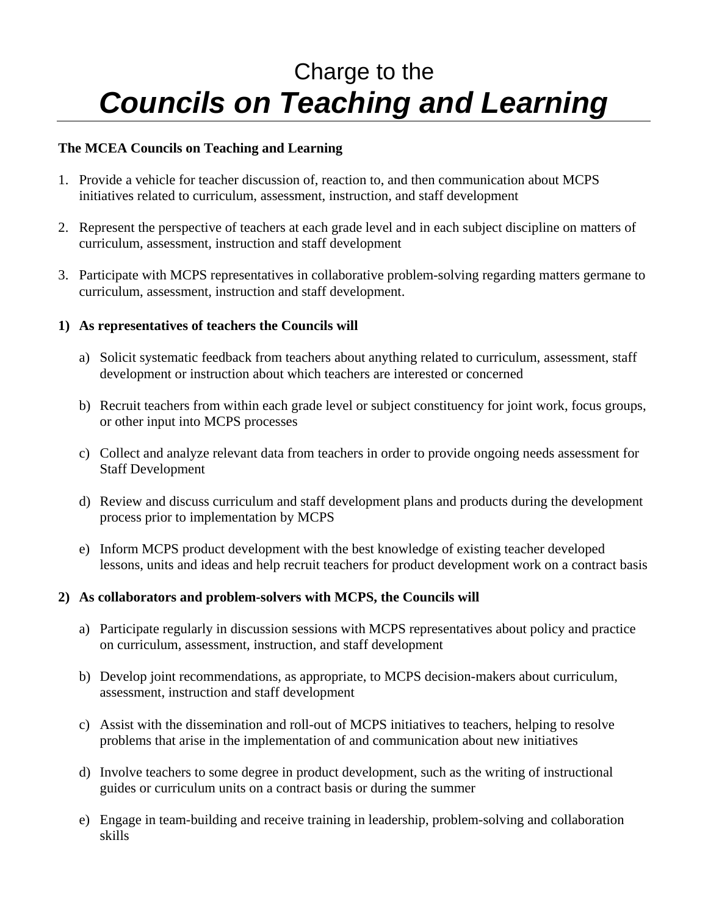# Charge to the
# ***Councils on Teaching and Learning***

**The MCEA Councils on Teaching and Learning**

1. Provide a vehicle for teacher discussion of, reaction to, and then communication about MCPS initiatives related to curriculum, assessment, instruction, and staff development

2. Represent the perspective of teachers at each grade level and in each subject discipline on matters of curriculum, assessment, instruction and staff development

3. Participate with MCPS representatives in collaborative problem-solving regarding matters germane to curriculum, assessment, instruction and staff development.

**1) As representatives of teachers the Councils will**

a) Solicit systematic feedback from teachers about anything related to curriculum, assessment, staff development or instruction about which teachers are interested or concerned

b) Recruit teachers from within each grade level or subject constituency for joint work, focus groups, or other input into MCPS processes

c) Collect and analyze relevant data from teachers in order to provide ongoing needs assessment for Staff Development

d) Review and discuss curriculum and staff development plans and products during the development process prior to implementation by MCPS

e) Inform MCPS product development with the best knowledge of existing teacher developed lessons, units and ideas and help recruit teachers for product development work on a contract basis

**2) As collaborators and problem-solvers with MCPS, the Councils will**

a) Participate regularly in discussion sessions with MCPS representatives about policy and practice on curriculum, assessment, instruction, and staff development

b) Develop joint recommendations, as appropriate, to MCPS decision-makers about curriculum, assessment, instruction and staff development

c) Assist with the dissemination and roll-out of MCPS initiatives to teachers, helping to resolve problems that arise in the implementation of and communication about new initiatives

d) Involve teachers to some degree in product development, such as the writing of instructional guides or curriculum units on a contract basis or during the summer

e) Engage in team-building and receive training in leadership, problem-solving and collaboration skills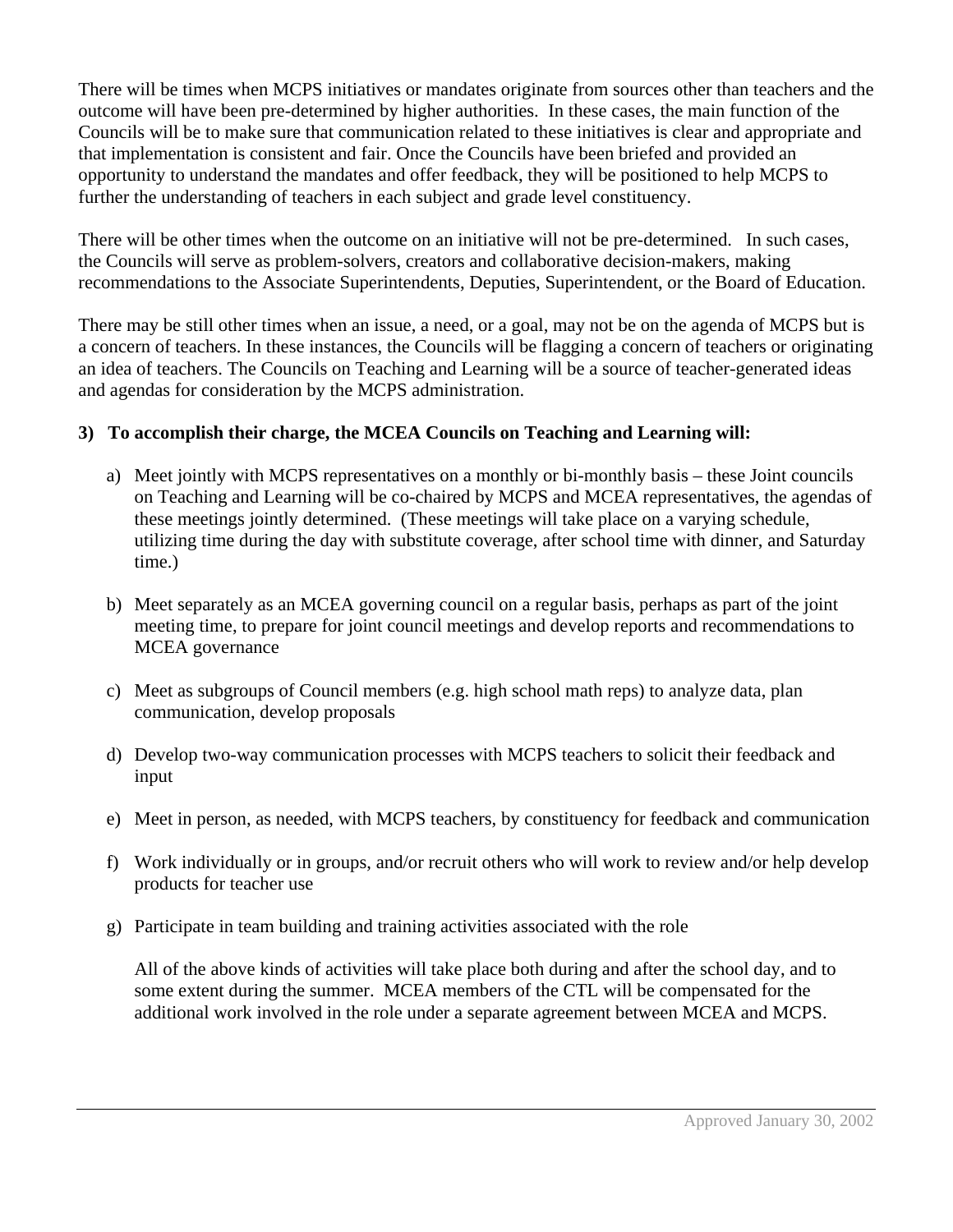There will be times when MCPS initiatives or mandates originate from sources other than teachers and the outcome will have been pre-determined by higher authorities. In these cases, the main function of the Councils will be to make sure that communication related to these initiatives is clear and appropriate and that implementation is consistent and fair. Once the Councils have been briefed and provided an opportunity to understand the mandates and offer feedback, they will be positioned to help MCPS to further the understanding of teachers in each subject and grade level constituency.

There will be other times when the outcome on an initiative will not be pre-determined. In such cases, the Councils will serve as problem-solvers, creators and collaborative decision-makers, making recommendations to the Associate Superintendents, Deputies, Superintendent, or the Board of Education.

There may be still other times when an issue, a need, or a goal, may not be on the agenda of MCPS but is a concern of teachers. In these instances, the Councils will be flagging a concern of teachers or originating an idea of teachers. The Councils on Teaching and Learning will be a source of teacher-generated ideas and agendas for consideration by the MCPS administration.

**3) To accomplish their charge, the MCEA Councils on Teaching and Learning will:**

a) Meet jointly with MCPS representatives on a monthly or bi-monthly basis – these Joint councils on Teaching and Learning will be co-chaired by MCPS and MCEA representatives, the agendas of these meetings jointly determined. (These meetings will take place on a varying schedule, utilizing time during the day with substitute coverage, after school time with dinner, and Saturday time.)

b) Meet separately as an MCEA governing council on a regular basis, perhaps as part of the joint meeting time, to prepare for joint council meetings and develop reports and recommendations to MCEA governance

c) Meet as subgroups of Council members (e.g. high school math reps) to analyze data, plan communication, develop proposals

d) Develop two-way communication processes with MCPS teachers to solicit their feedback and input

e) Meet in person, as needed, with MCPS teachers, by constituency for feedback and communication

f) Work individually or in groups, and/or recruit others who will work to review and/or help develop products for teacher use

g) Participate in team building and training activities associated with the role

All of the above kinds of activities will take place both during and after the school day, and to some extent during the summer. MCEA members of the CTL will be compensated for the additional work involved in the role under a separate agreement between MCEA and MCPS.

Approved January 30, 2002